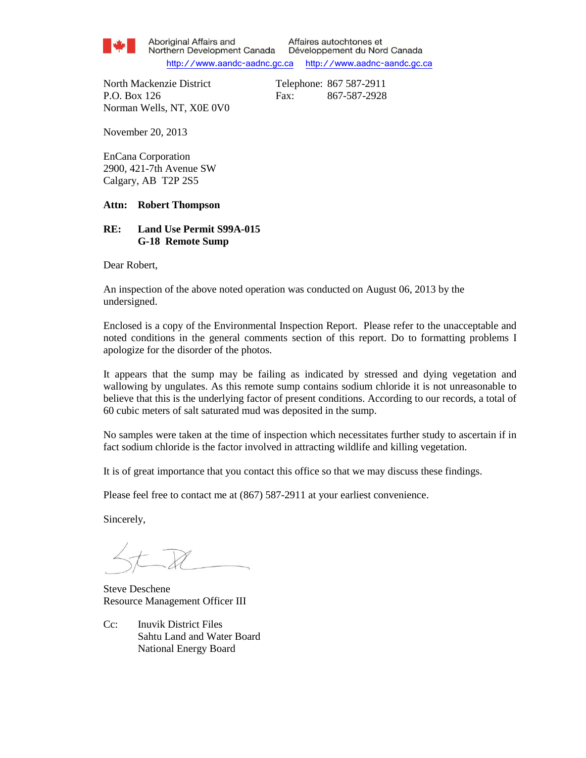Aboriginal Affairs and Northern Development Canada    Affaires autochtones et Développement du Nord Canada

http://www.aandc-aadnc.gc.ca    http://www.aadnc-aandc.gc.ca

North Mackenzie District
P.O. Box 126
Norman Wells, NT, X0E 0V0

Telephone: 867 587-2911
Fax: 867-587-2928

November 20, 2013

EnCana Corporation
2900, 421-7th Avenue SW
Calgary, AB T2P 2S5

**Attn: Robert Thompson**

**RE: Land Use Permit S99A-015**
**G-18 Remote Sump**

Dear Robert,

An inspection of the above noted operation was conducted on August 06, 2013 by the undersigned.

Enclosed is a copy of the Environmental Inspection Report. Please refer to the unacceptable and noted conditions in the general comments section of this report. Do to formatting problems I apologize for the disorder of the photos.

It appears that the sump may be failing as indicated by stressed and dying vegetation and wallowing by ungulates. As this remote sump contains sodium chloride it is not unreasonable to believe that this is the underlying factor of present conditions. According to our records, a total of 60 cubic meters of salt saturated mud was deposited in the sump.

No samples were taken at the time of inspection which necessitates further study to ascertain if in fact sodium chloride is the factor involved in attracting wildlife and killing vegetation.

It is of great importance that you contact this office so that we may discuss these findings.

Please feel free to contact me at (867) 587-2911 at your earliest convenience.

Sincerely,

Steve Deschene
Resource Management Officer III

Cc: Inuvik District Files
Sahtu Land and Water Board
National Energy Board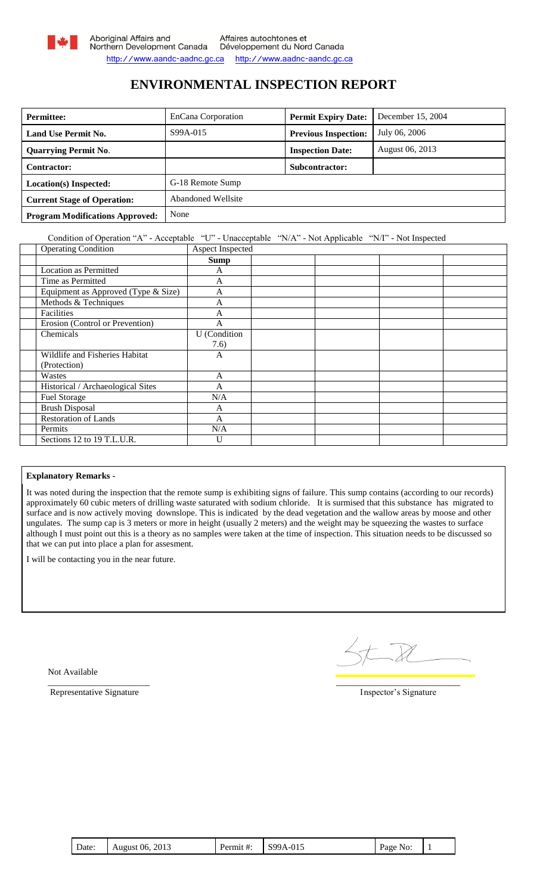Aboriginal Affairs and Northern Development Canada | Affaires autochtones et Développement du Nord Canada

http://www.aandc-aadnc.gc.ca http://www.aandc-aadnc.gc.ca

# ENVIRONMENTAL INSPECTION REPORT

| **Permittee:** | EnCana Corporation | **Permit Expiry Date:** | December 15, 2004 |
|---|---|---|---|
| **Land Use Permit No.** | S99A-015 | **Previous Inspection:** | July 06, 2006 |
| **Quarrying Permit No.** | | **Inspection Date:** | August 06, 2013 |
| **Contractor:** | | **Subcontractor:** | |
| **Location(s) Inspected:** | G-18 Remote Sump | | |
| **Current Stage of Operation:** | Abandoned Wellsite | | |
| **Program Modifications Approved:** | None | | |

Condition of Operation "A" - Acceptable "U" - Unacceptable "N/A" - Not Applicable "N/I" - Not Inspected

| Operating Condition | Aspect Inspected | | | | |
|---|---|---|---|---|---|
| | **Sump** | | | | |
| Location as Permitted | A | | | | |
| Time as Permitted | A | | | | |
| Equipment as Approved (Type & Size) | A | | | | |
| Methods & Techniques | A | | | | |
| Facilities | A | | | | |
| Erosion (Control or Prevention) | A | | | | |
| Chemicals | U (Condition 7.6) | | | | |
| Wildlife and Fisheries Habitat (Protection) | A | | | | |
| Wastes | A | | | | |
| Historical / Archaeological Sites | A | | | | |
| Fuel Storage | N/A | | | | |
| Brush Disposal | A | | | | |
| Restoration of Lands | A | | | | |
| Permits | N/A | | | | |
| Sections 12 to 19 T.L.U.R. | U | | | | |

**Explanatory Remarks -**

It was noted during the inspection that the remote sump is exhibiting signs of failure. This sump contains (according to our records) approximately 60 cubic meters of drilling waste saturated with sodium chloride. It is surmised that this substance has migrated to surface and is now actively moving downslope. This is indicated by the dead vegetation and the wallow areas by moose and other ungulates. The sump cap is 3 meters or more in height (usually 2 meters) and the weight may be squeezing the wastes to surface although I must point out this is a theory as no samples were taken at the time of inspection. This situation needs to be discussed so that we can put into place a plan for assesment.

I will be contacting you in the near future.

Not Available

Representative Signature

Inspector's Signature

| Date: | August 06, 2013 | Permit #: | S99A-015 | Page No: | 1 |
|---|---|---|---|---|---|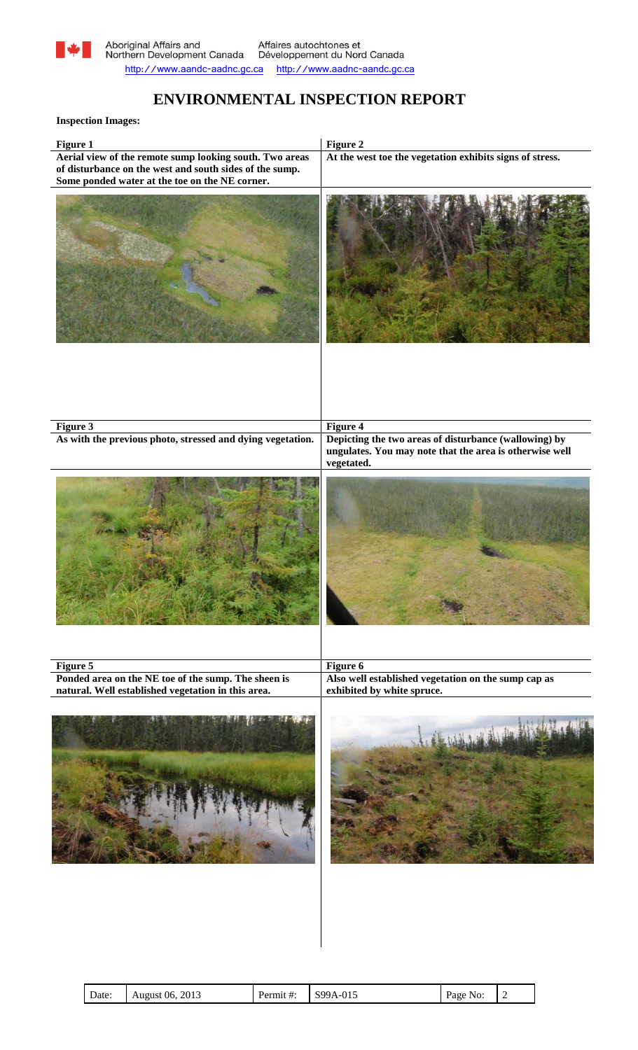# ENVIRONMENTAL INSPECTION REPORT

**Inspection Images:**

**Figure 1**

**Aerial view of the remote sump looking south. Two areas of disturbance on the west and south sides of the sump. Some ponded water at the toe on the NE corner.**

**Figure 2**

**At the west toe the vegetation exhibits signs of stress.**

**Figure 3**

**As with the previous photo, stressed and dying vegetation.**

**Figure 4**

**Depicting the two areas of disturbance (wallowing) by ungulates. You may note that the area is otherwise well vegetated.**

**Figure 5**

**Ponded area on the NE toe of the sump. The sheen is natural. Well established vegetation in this area.**

**Figure 6**

**Also well established vegetation on the sump cap as exhibited by white spruce.**

| Date: | August 06, 2013 | Permit #: | S99A-015 |
| --- | --- | --- | --- |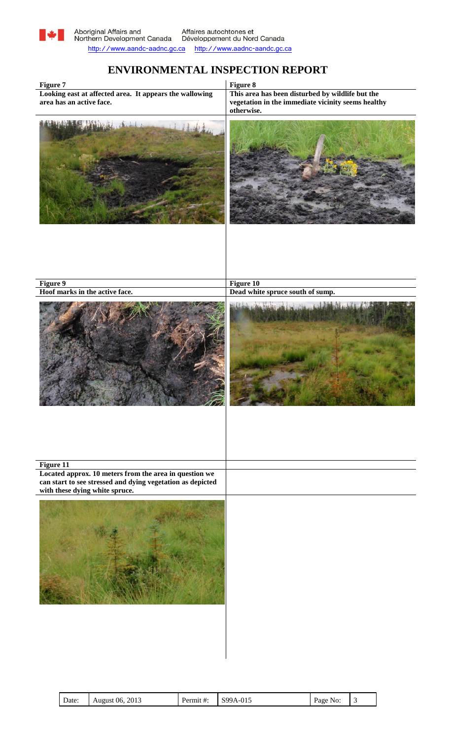# ENVIRONMENTAL INSPECTION REPORT

**Figure 7**

**Looking east at affected area. It appears the wallowing area has an active face.**

**Figure 8**

**This area has been disturbed by wildlife but the vegetation in the immediate vicinity seems healthy otherwise.**

**Figure 9**

**Hoof marks in the active face.**

**Figure 10**

**Dead white spruce south of sump.**

**Figure 11**

**Located approx. 10 meters from the area in question we can start to see stressed and dying vegetation as depicted with these dying white spruce.**

| Date: | August 06, 2013 | Permit #: | S99A-015 | Page No: | 3 |
| --- | --- | --- | --- | --- | --- |